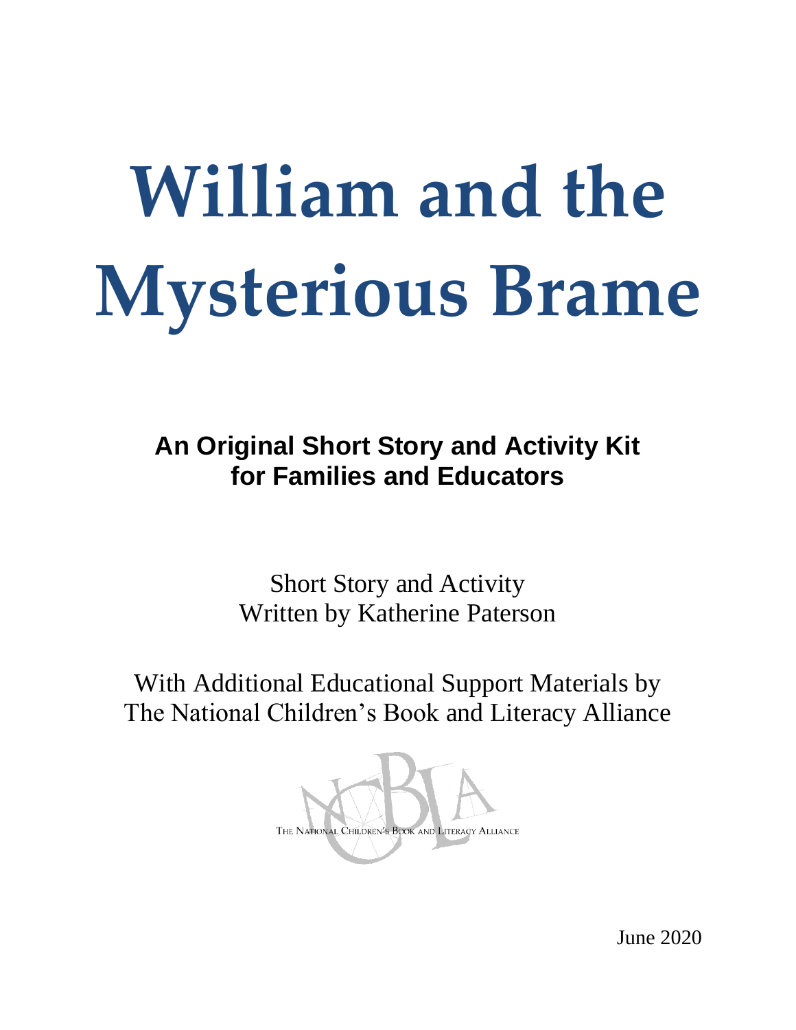# William and the Mysterious Brame

## An Original Short Story and Activity Kit for Families and Educators

Short Story and Activity
Written by Katherine Paterson

With Additional Educational Support Materials by
The National Children's Book and Literacy Alliance

THE NATIONAL CHILDREN'S BOOK AND LITERACY ALLIANCE

June 2020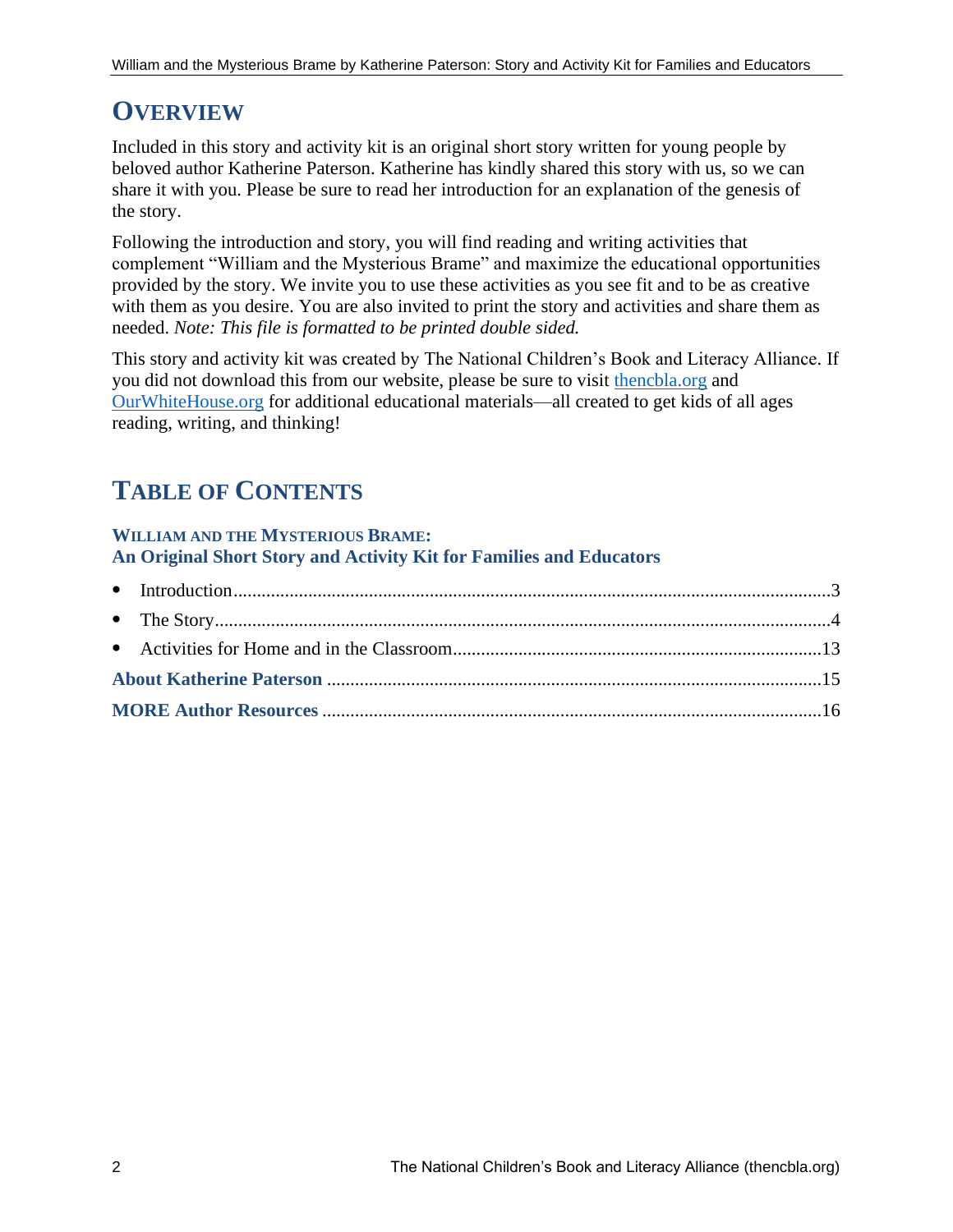# OVERVIEW

Included in this story and activity kit is an original short story written for young people by beloved author Katherine Paterson. Katherine has kindly shared this story with us, so we can share it with you. Please be sure to read her introduction for an explanation of the genesis of the story.

Following the introduction and story, you will find reading and writing activities that complement "William and the Mysterious Brame" and maximize the educational opportunities provided by the story. We invite you to use these activities as you see fit and to be as creative with them as you desire. You are also invited to print the story and activities and share them as needed. *Note: This file is formatted to be printed double sided.*

This story and activity kit was created by The National Children's Book and Literacy Alliance. If you did not download this from our website, please be sure to visit [thencbla.org](thencbla.org) and [OurWhiteHouse.org](OurWhiteHouse.org) for additional educational materials—all created to get kids of all ages reading, writing, and thinking!

# TABLE OF CONTENTS

**WILLIAM AND THE MYSTERIOUS BRAME:**
**An Original Short Story and Activity Kit for Families and Educators**

- Introduction....................3
- The Story....................4
- Activities for Home and in the Classroom....................13

**About Katherine Paterson** ....................15

**MORE Author Resources** ....................16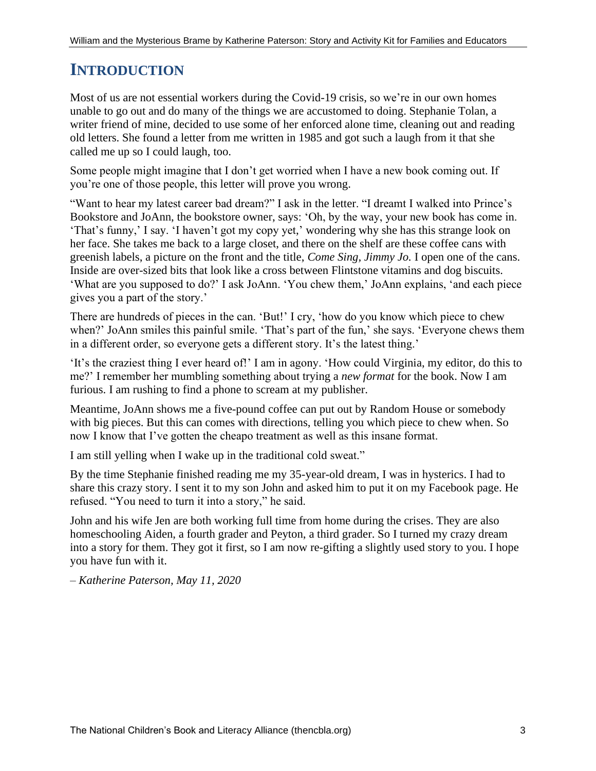# INTRODUCTION

Most of us are not essential workers during the Covid-19 crisis, so we're in our own homes unable to go out and do many of the things we are accustomed to doing. Stephanie Tolan, a writer friend of mine, decided to use some of her enforced alone time, cleaning out and reading old letters. She found a letter from me written in 1985 and got such a laugh from it that she called me up so I could laugh, too.

Some people might imagine that I don't get worried when I have a new book coming out. If you're one of those people, this letter will prove you wrong.

"Want to hear my latest career bad dream?" I ask in the letter. "I dreamt I walked into Prince's Bookstore and JoAnn, the bookstore owner, says: 'Oh, by the way, your new book has come in. 'That's funny,' I say. 'I haven't got my copy yet,' wondering why she has this strange look on her face. She takes me back to a large closet, and there on the shelf are these coffee cans with greenish labels, a picture on the front and the title, *Come Sing, Jimmy Jo.* I open one of the cans. Inside are over-sized bits that look like a cross between Flintstone vitamins and dog biscuits. 'What are you supposed to do?' I ask JoAnn. 'You chew them,' JoAnn explains, 'and each piece gives you a part of the story.'

There are hundreds of pieces in the can. 'But!' I cry, 'how do you know which piece to chew when?' JoAnn smiles this painful smile. 'That's part of the fun,' she says. 'Everyone chews them in a different order, so everyone gets a different story. It's the latest thing.'

'It's the craziest thing I ever heard of!' I am in agony. 'How could Virginia, my editor, do this to me?' I remember her mumbling something about trying a *new format* for the book. Now I am furious. I am rushing to find a phone to scream at my publisher.

Meantime, JoAnn shows me a five-pound coffee can put out by Random House or somebody with big pieces. But this can comes with directions, telling you which piece to chew when. So now I know that I've gotten the cheapo treatment as well as this insane format.

I am still yelling when I wake up in the traditional cold sweat."

By the time Stephanie finished reading me my 35-year-old dream, I was in hysterics. I had to share this crazy story. I sent it to my son John and asked him to put it on my Facebook page. He refused. "You need to turn it into a story," he said.

John and his wife Jen are both working full time from home during the crises. They are also homeschooling Aiden, a fourth grader and Peyton, a third grader. So I turned my crazy dream into a story for them. They got it first, so I am now re-gifting a slightly used story to you. I hope you have fun with it.

– *Katherine Paterson, May 11, 2020*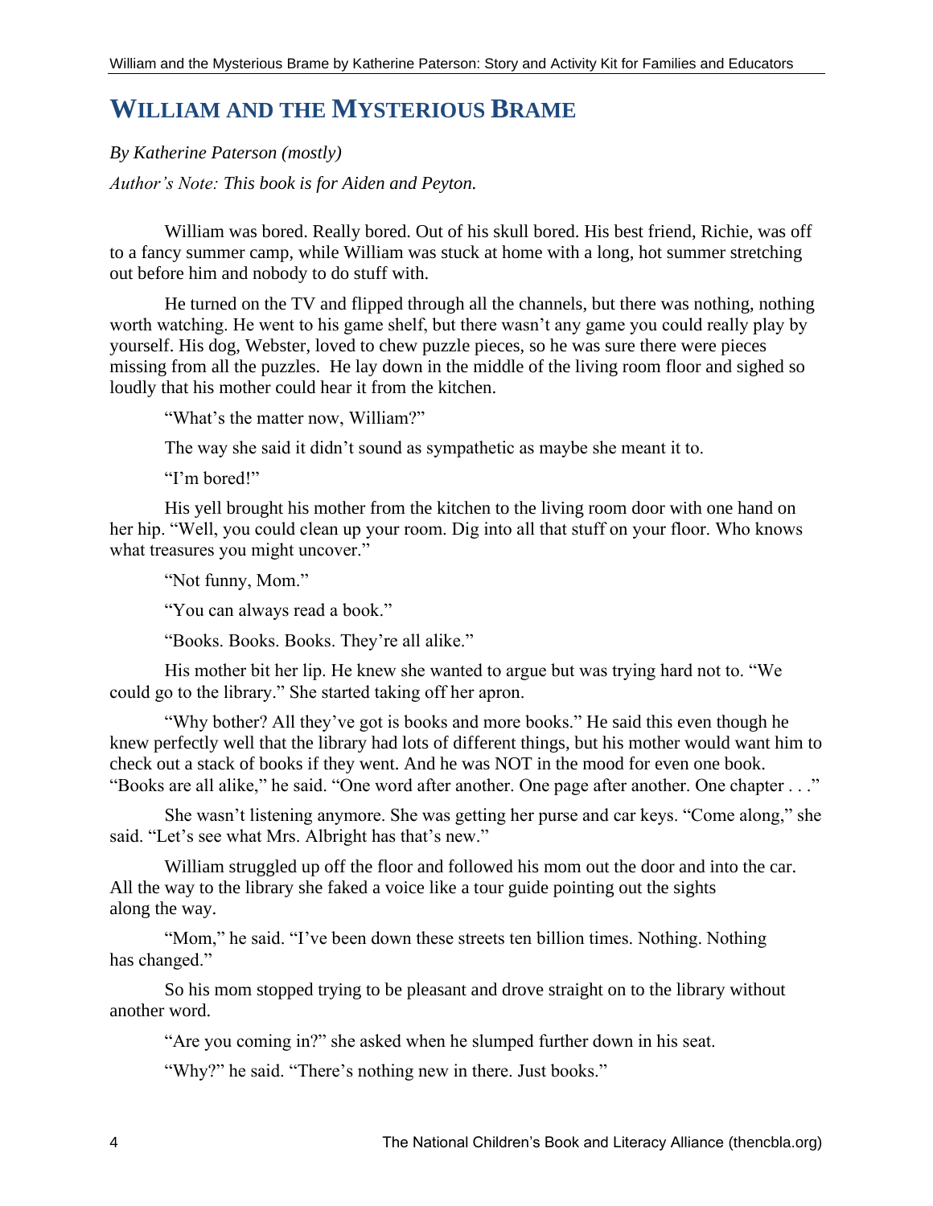# WILLIAM AND THE MYSTERIOUS BRAME

*By Katherine Paterson (mostly)*

*Author's Note: This book is for Aiden and Peyton.*

William was bored. Really bored. Out of his skull bored. His best friend, Richie, was off to a fancy summer camp, while William was stuck at home with a long, hot summer stretching out before him and nobody to do stuff with.

He turned on the TV and flipped through all the channels, but there was nothing, nothing worth watching. He went to his game shelf, but there wasn't any game you could really play by yourself. His dog, Webster, loved to chew puzzle pieces, so he was sure there were pieces missing from all the puzzles. He lay down in the middle of the living room floor and sighed so loudly that his mother could hear it from the kitchen.

"What's the matter now, William?"

The way she said it didn't sound as sympathetic as maybe she meant it to.

"I'm bored!"

His yell brought his mother from the kitchen to the living room door with one hand on her hip. "Well, you could clean up your room. Dig into all that stuff on your floor. Who knows what treasures you might uncover."

"Not funny, Mom."

"You can always read a book."

"Books. Books. Books. They're all alike."

His mother bit her lip. He knew she wanted to argue but was trying hard not to. "We could go to the library." She started taking off her apron.

"Why bother? All they've got is books and more books." He said this even though he knew perfectly well that the library had lots of different things, but his mother would want him to check out a stack of books if they went. And he was NOT in the mood for even one book. "Books are all alike," he said. "One word after another. One page after another. One chapter . . ."

She wasn't listening anymore. She was getting her purse and car keys. "Come along," she said. "Let's see what Mrs. Albright has that's new."

William struggled up off the floor and followed his mom out the door and into the car. All the way to the library she faked a voice like a tour guide pointing out the sights along the way.

"Mom," he said. "I've been down these streets ten billion times. Nothing. Nothing has changed."

So his mom stopped trying to be pleasant and drove straight on to the library without another word.

"Are you coming in?" she asked when he slumped further down in his seat.

"Why?" he said. "There's nothing new in there. Just books."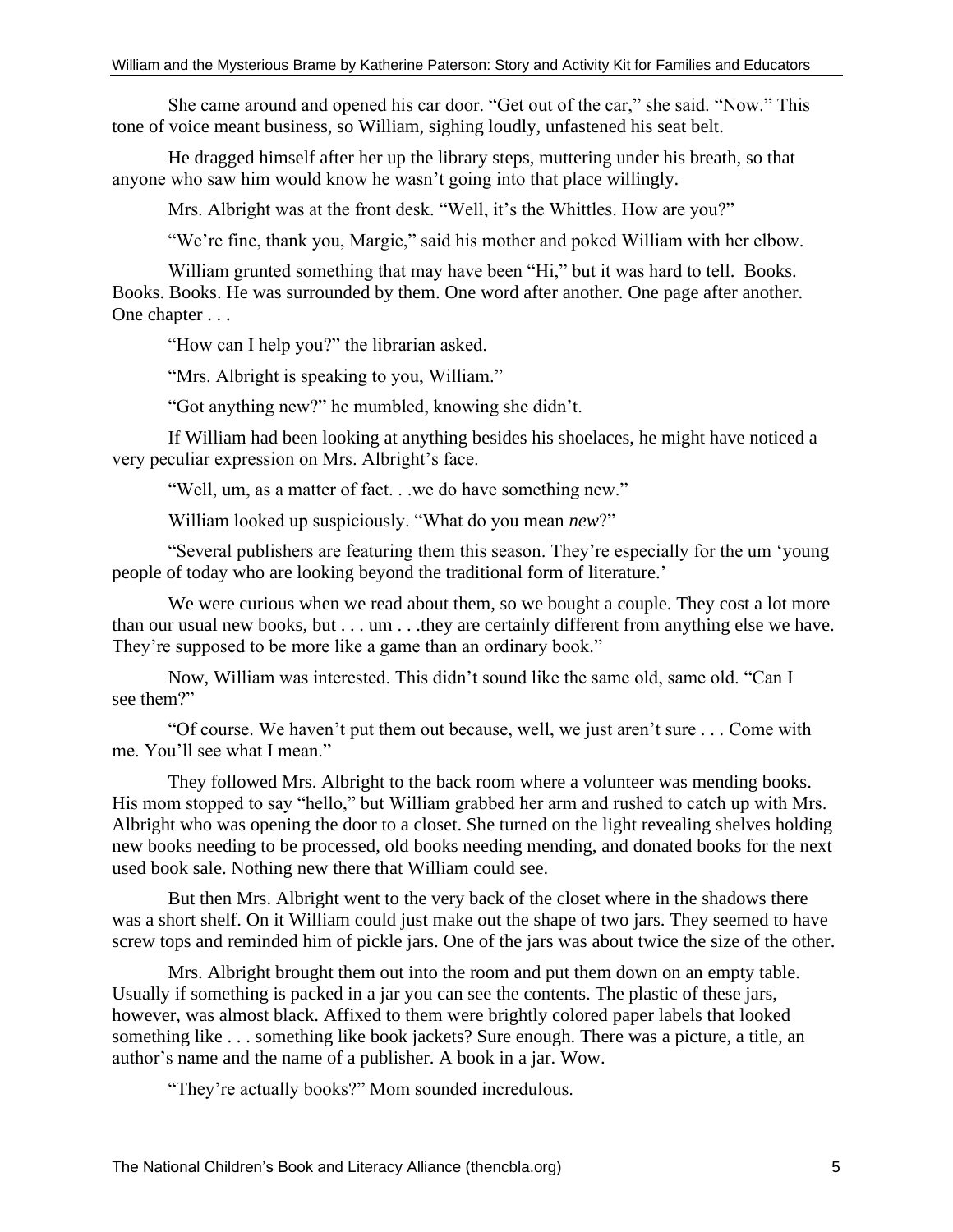She came around and opened his car door. "Get out of the car," she said. "Now." This tone of voice meant business, so William, sighing loudly, unfastened his seat belt.

He dragged himself after her up the library steps, muttering under his breath, so that anyone who saw him would know he wasn't going into that place willingly.

Mrs. Albright was at the front desk. "Well, it's the Whittles. How are you?"

"We're fine, thank you, Margie," said his mother and poked William with her elbow.

William grunted something that may have been "Hi," but it was hard to tell. Books. Books. Books. He was surrounded by them. One word after another. One page after another. One chapter . . .

"How can I help you?" the librarian asked.

"Mrs. Albright is speaking to you, William."

"Got anything new?" he mumbled, knowing she didn't.

If William had been looking at anything besides his shoelaces, he might have noticed a very peculiar expression on Mrs. Albright's face.

"Well, um, as a matter of fact. . .we do have something new."

William looked up suspiciously. "What do you mean *new*?"

"Several publishers are featuring them this season. They're especially for the um 'young people of today who are looking beyond the traditional form of literature.'

We were curious when we read about them, so we bought a couple. They cost a lot more than our usual new books, but . . . um . . .they are certainly different from anything else we have. They're supposed to be more like a game than an ordinary book."

Now, William was interested. This didn't sound like the same old, same old. "Can I see them?"

"Of course. We haven't put them out because, well, we just aren't sure . . . Come with me. You'll see what I mean."

They followed Mrs. Albright to the back room where a volunteer was mending books. His mom stopped to say "hello," but William grabbed her arm and rushed to catch up with Mrs. Albright who was opening the door to a closet. She turned on the light revealing shelves holding new books needing to be processed, old books needing mending, and donated books for the next used book sale. Nothing new there that William could see.

But then Mrs. Albright went to the very back of the closet where in the shadows there was a short shelf. On it William could just make out the shape of two jars. They seemed to have screw tops and reminded him of pickle jars. One of the jars was about twice the size of the other.

Mrs. Albright brought them out into the room and put them down on an empty table. Usually if something is packed in a jar you can see the contents. The plastic of these jars, however, was almost black. Affixed to them were brightly colored paper labels that looked something like . . . something like book jackets? Sure enough. There was a picture, a title, an author's name and the name of a publisher. A book in a jar. Wow.

"They're actually books?" Mom sounded incredulous.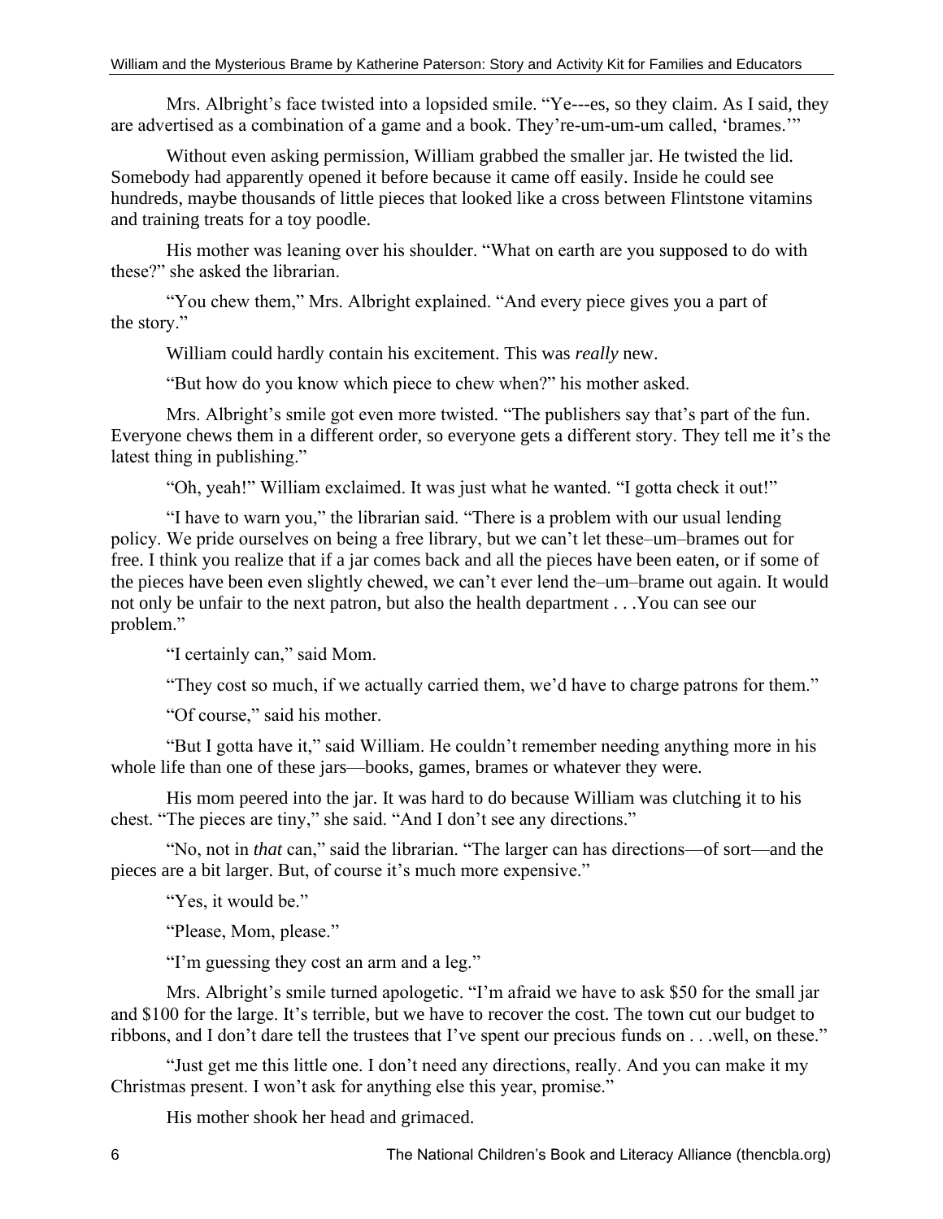Mrs. Albright's face twisted into a lopsided smile. "Ye---es, so they claim. As I said, they are advertised as a combination of a game and a book. They're-um-um-um called, 'brames.'"

Without even asking permission, William grabbed the smaller jar. He twisted the lid. Somebody had apparently opened it before because it came off easily. Inside he could see hundreds, maybe thousands of little pieces that looked like a cross between Flintstone vitamins and training treats for a toy poodle.

His mother was leaning over his shoulder. "What on earth are you supposed to do with these?" she asked the librarian.

"You chew them," Mrs. Albright explained. "And every piece gives you a part of the story."

William could hardly contain his excitement. This was *really* new.

"But how do you know which piece to chew when?" his mother asked.

Mrs. Albright's smile got even more twisted. "The publishers say that's part of the fun. Everyone chews them in a different order, so everyone gets a different story. They tell me it's the latest thing in publishing."

"Oh, yeah!" William exclaimed. It was just what he wanted. "I gotta check it out!"

"I have to warn you," the librarian said. "There is a problem with our usual lending policy. We pride ourselves on being a free library, but we can't let these–um–brames out for free. I think you realize that if a jar comes back and all the pieces have been eaten, or if some of the pieces have been even slightly chewed, we can't ever lend the–um–brame out again. It would not only be unfair to the next patron, but also the health department . . .You can see our problem."

"I certainly can," said Mom.

"They cost so much, if we actually carried them, we'd have to charge patrons for them."

"Of course," said his mother.

"But I gotta have it," said William. He couldn't remember needing anything more in his whole life than one of these jars—books, games, brames or whatever they were.

His mom peered into the jar. It was hard to do because William was clutching it to his chest. "The pieces are tiny," she said. "And I don't see any directions."

"No, not in *that* can," said the librarian. "The larger can has directions—of sort—and the pieces are a bit larger. But, of course it's much more expensive."

"Yes, it would be."

"Please, Mom, please."

"I'm guessing they cost an arm and a leg."

Mrs. Albright's smile turned apologetic. "I'm afraid we have to ask $50 for the small jar and $100 for the large. It's terrible, but we have to recover the cost. The town cut our budget to ribbons, and I don't dare tell the trustees that I've spent our precious funds on . . .well, on these."

"Just get me this little one. I don't need any directions, really. And you can make it my Christmas present. I won't ask for anything else this year, promise."

His mother shook her head and grimaced.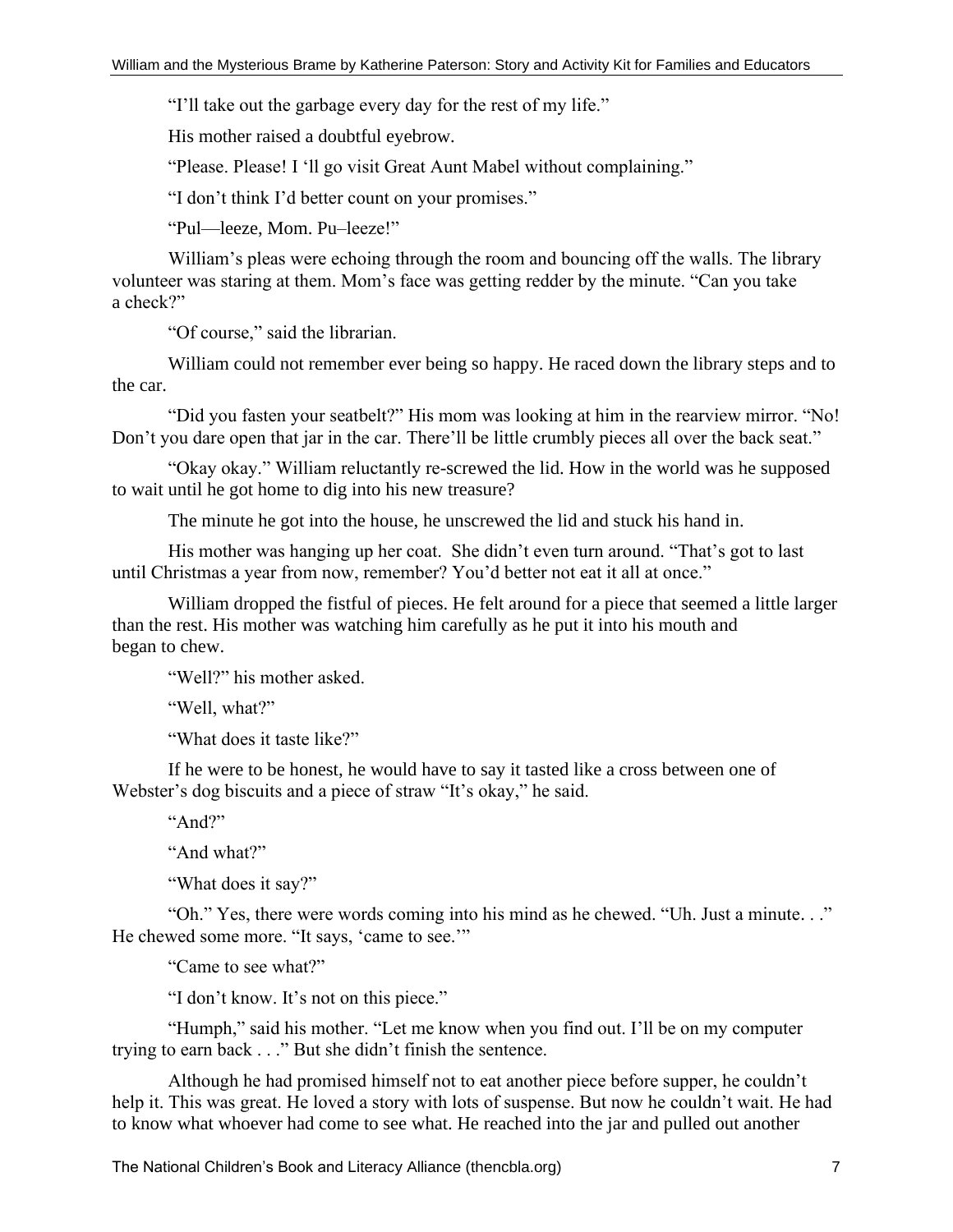"I'll take out the garbage every day for the rest of my life."

His mother raised a doubtful eyebrow.

"Please. Please! I 'll go visit Great Aunt Mabel without complaining."

"I don't think I'd better count on your promises."

"Pul—leeze, Mom. Pu–leeze!"

William's pleas were echoing through the room and bouncing off the walls. The library volunteer was staring at them. Mom's face was getting redder by the minute. "Can you take a check?"

"Of course," said the librarian.

William could not remember ever being so happy. He raced down the library steps and to the car.

"Did you fasten your seatbelt?" His mom was looking at him in the rearview mirror. "No! Don't you dare open that jar in the car. There'll be little crumbly pieces all over the back seat."

"Okay okay." William reluctantly re-screwed the lid. How in the world was he supposed to wait until he got home to dig into his new treasure?

The minute he got into the house, he unscrewed the lid and stuck his hand in.

His mother was hanging up her coat. She didn't even turn around. "That's got to last until Christmas a year from now, remember? You'd better not eat it all at once."

William dropped the fistful of pieces. He felt around for a piece that seemed a little larger than the rest. His mother was watching him carefully as he put it into his mouth and began to chew.

"Well?" his mother asked.

"Well, what?"

"What does it taste like?"

If he were to be honest, he would have to say it tasted like a cross between one of Webster's dog biscuits and a piece of straw "It's okay," he said.

"And?"

"And what?"

"What does it say?"

"Oh." Yes, there were words coming into his mind as he chewed. "Uh. Just a minute. . ." He chewed some more. "It says, 'came to see.'"

"Came to see what?"

"I don't know. It's not on this piece."

"Humph," said his mother. "Let me know when you find out. I'll be on my computer trying to earn back . . ." But she didn't finish the sentence.

Although he had promised himself not to eat another piece before supper, he couldn't help it. This was great. He loved a story with lots of suspense. But now he couldn't wait. He had to know what whoever had come to see what. He reached into the jar and pulled out another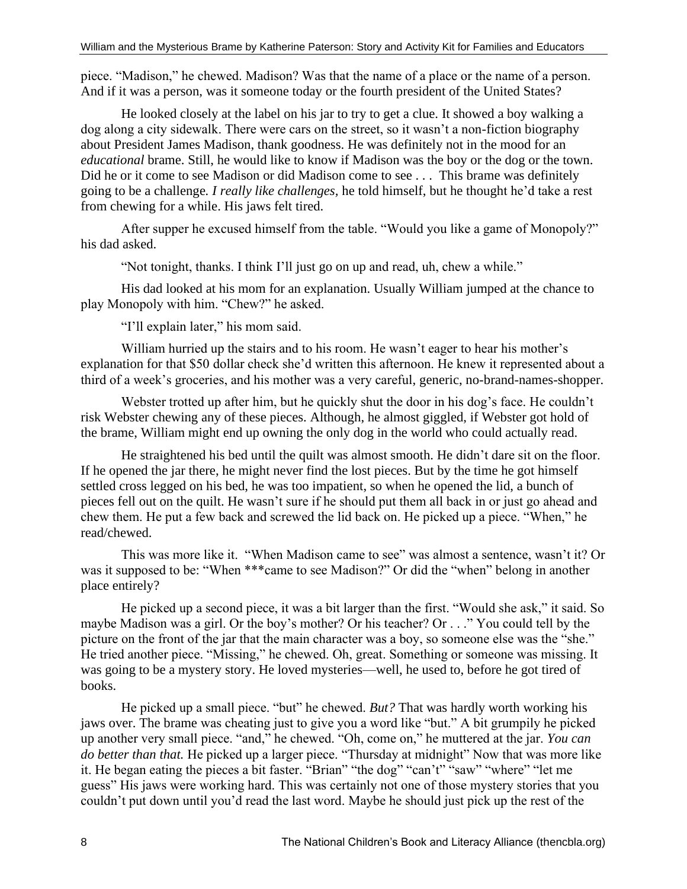piece. “Madison,” he chewed. Madison? Was that the name of a place or the name of a person. And if it was a person, was it someone today or the fourth president of the United States?

He looked closely at the label on his jar to try to get a clue. It showed a boy walking a dog along a city sidewalk. There were cars on the street, so it wasn’t a non-fiction biography about President James Madison, thank goodness. He was definitely not in the mood for an *educational* brame. Still, he would like to know if Madison was the boy or the dog or the town. Did he or it come to see Madison or did Madison come to see . . . This brame was definitely going to be a challenge. *I really like challenges,* he told himself, but he thought he’d take a rest from chewing for a while. His jaws felt tired.

After supper he excused himself from the table. “Would you like a game of Monopoly?” his dad asked.

“Not tonight, thanks. I think I’ll just go on up and read, uh, chew a while.”

His dad looked at his mom for an explanation. Usually William jumped at the chance to play Monopoly with him. “Chew?” he asked.

“I’ll explain later,” his mom said.

William hurried up the stairs and to his room. He wasn’t eager to hear his mother’s explanation for that $50 dollar check she’d written this afternoon. He knew it represented about a third of a week’s groceries, and his mother was a very careful, generic, no-brand-names-shopper.

Webster trotted up after him, but he quickly shut the door in his dog’s face. He couldn’t risk Webster chewing any of these pieces. Although, he almost giggled, if Webster got hold of the brame, William might end up owning the only dog in the world who could actually read.

He straightened his bed until the quilt was almost smooth. He didn’t dare sit on the floor. If he opened the jar there, he might never find the lost pieces. But by the time he got himself settled cross legged on his bed, he was too impatient, so when he opened the lid, a bunch of pieces fell out on the quilt. He wasn’t sure if he should put them all back in or just go ahead and chew them. He put a few back and screwed the lid back on. He picked up a piece. “When,” he read/chewed.

This was more like it. “When Madison came to see” was almost a sentence, wasn’t it? Or was it supposed to be: “When ***came to see Madison?” Or did the “when” belong in another place entirely?

He picked up a second piece, it was a bit larger than the first. “Would she ask,” it said. So maybe Madison was a girl. Or the boy’s mother? Or his teacher? Or . . .” You could tell by the picture on the front of the jar that the main character was a boy, so someone else was the “she.” He tried another piece. “Missing,” he chewed. Oh, great. Something or someone was missing. It was going to be a mystery story. He loved mysteries—well, he used to, before he got tired of books.

He picked up a small piece. “but” he chewed. *But?* That was hardly worth working his jaws over. The brame was cheating just to give you a word like “but.” A bit grumpily he picked up another very small piece. “and,” he chewed. “Oh, come on,” he muttered at the jar. *You can do better than that.* He picked up a larger piece. “Thursday at midnight” Now that was more like it. He began eating the pieces a bit faster. “Brian” “the dog” “can’t” “saw” “where” “let me guess” His jaws were working hard. This was certainly not one of those mystery stories that you couldn’t put down until you’d read the last word. Maybe he should just pick up the rest of the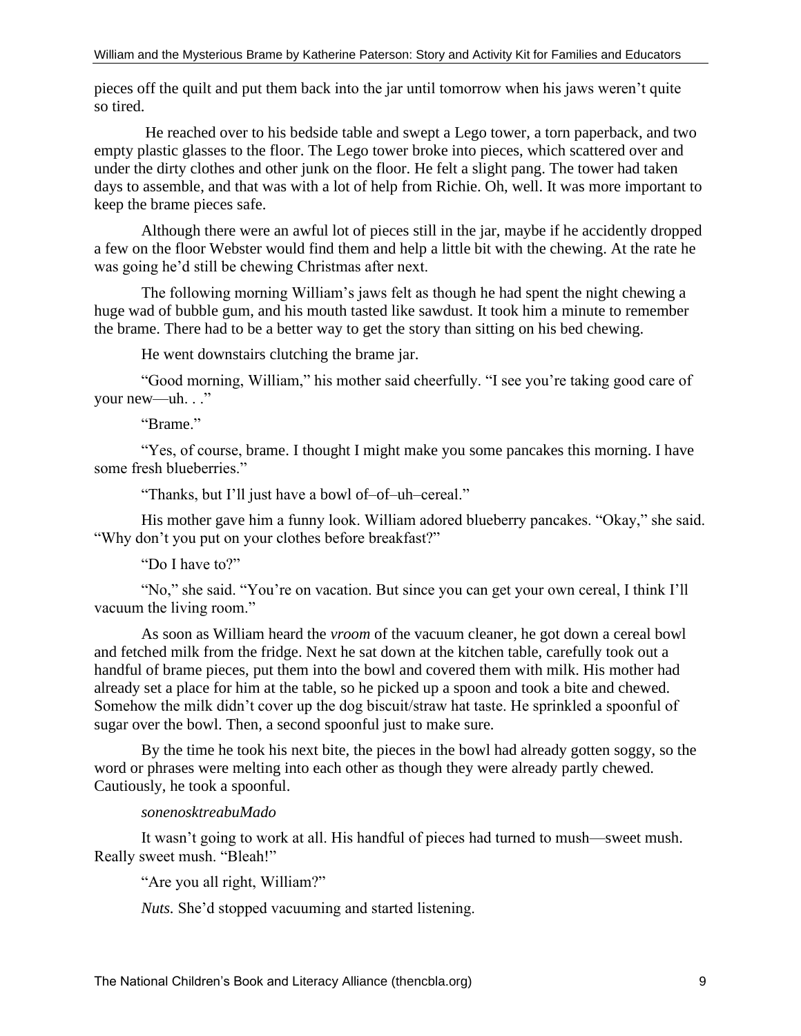pieces off the quilt and put them back into the jar until tomorrow when his jaws weren't quite so tired.

He reached over to his bedside table and swept a Lego tower, a torn paperback, and two empty plastic glasses to the floor. The Lego tower broke into pieces, which scattered over and under the dirty clothes and other junk on the floor. He felt a slight pang. The tower had taken days to assemble, and that was with a lot of help from Richie. Oh, well. It was more important to keep the brame pieces safe.

Although there were an awful lot of pieces still in the jar, maybe if he accidently dropped a few on the floor Webster would find them and help a little bit with the chewing. At the rate he was going he'd still be chewing Christmas after next.

The following morning William's jaws felt as though he had spent the night chewing a huge wad of bubble gum, and his mouth tasted like sawdust. It took him a minute to remember the brame. There had to be a better way to get the story than sitting on his bed chewing.

He went downstairs clutching the brame jar.

"Good morning, William," his mother said cheerfully. "I see you're taking good care of your new—uh. . ."

"Brame."

"Yes, of course, brame. I thought I might make you some pancakes this morning. I have some fresh blueberries."

"Thanks, but I'll just have a bowl of–of–uh–cereal."

His mother gave him a funny look. William adored blueberry pancakes. "Okay," she said. "Why don't you put on your clothes before breakfast?"

"Do I have to?"

"No," she said. "You're on vacation. But since you can get your own cereal, I think I'll vacuum the living room."

As soon as William heard the *vroom* of the vacuum cleaner, he got down a cereal bowl and fetched milk from the fridge. Next he sat down at the kitchen table, carefully took out a handful of brame pieces, put them into the bowl and covered them with milk. His mother had already set a place for him at the table, so he picked up a spoon and took a bite and chewed. Somehow the milk didn't cover up the dog biscuit/straw hat taste. He sprinkled a spoonful of sugar over the bowl. Then, a second spoonful just to make sure.

By the time he took his next bite, the pieces in the bowl had already gotten soggy, so the word or phrases were melting into each other as though they were already partly chewed. Cautiously, he took a spoonful.

*sonenosktreabuMado*

It wasn't going to work at all. His handful of pieces had turned to mush—sweet mush. Really sweet mush. "Bleah!"

"Are you all right, William?"

*Nuts.* She'd stopped vacuuming and started listening.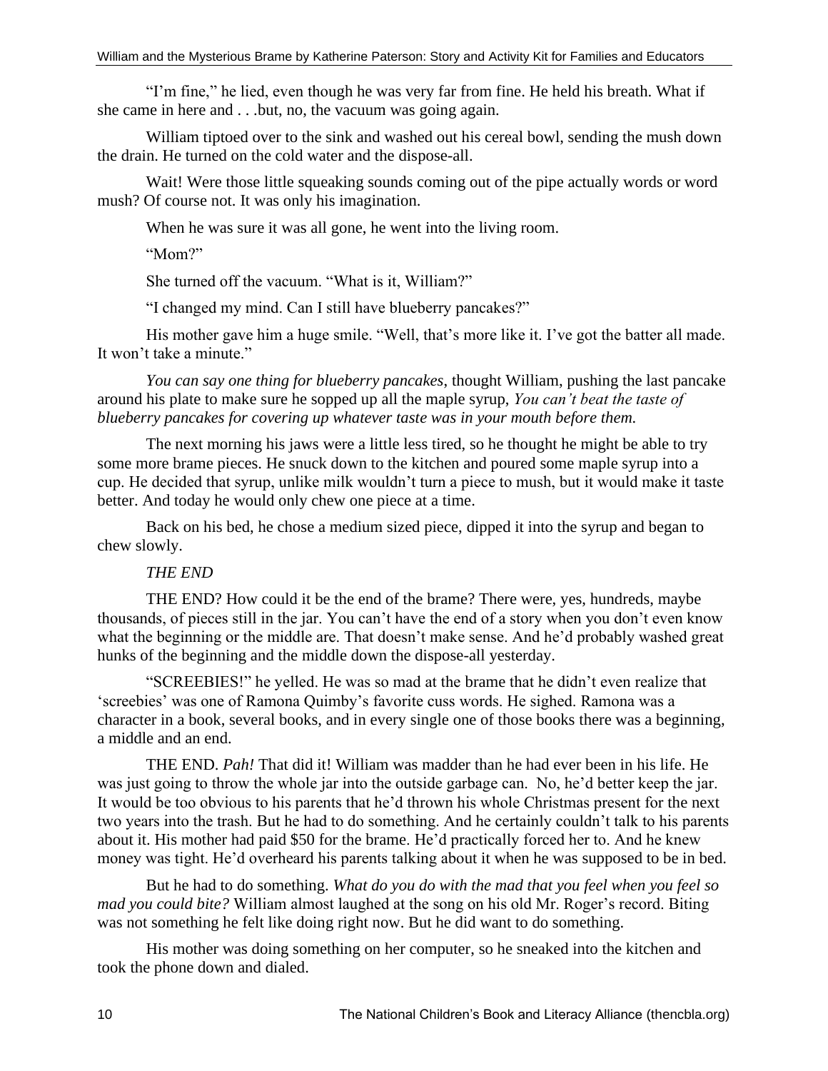"I'm fine," he lied, even though he was very far from fine. He held his breath. What if she came in here and . . .but, no, the vacuum was going again.

William tiptoed over to the sink and washed out his cereal bowl, sending the mush down the drain. He turned on the cold water and the dispose-all.

Wait! Were those little squeaking sounds coming out of the pipe actually words or word mush? Of course not. It was only his imagination.

When he was sure it was all gone, he went into the living room.

"Mom?"

She turned off the vacuum. "What is it, William?"

"I changed my mind. Can I still have blueberry pancakes?"

His mother gave him a huge smile. "Well, that's more like it. I've got the batter all made. It won't take a minute."

*You can say one thing for blueberry pancakes*, thought William, pushing the last pancake around his plate to make sure he sopped up all the maple syrup, *You can't beat the taste of blueberry pancakes for covering up whatever taste was in your mouth before them.*

The next morning his jaws were a little less tired, so he thought he might be able to try some more brame pieces. He snuck down to the kitchen and poured some maple syrup into a cup. He decided that syrup, unlike milk wouldn't turn a piece to mush, but it would make it taste better. And today he would only chew one piece at a time.

Back on his bed, he chose a medium sized piece, dipped it into the syrup and began to chew slowly.

*THE END*

THE END? How could it be the end of the brame? There were, yes, hundreds, maybe thousands, of pieces still in the jar. You can't have the end of a story when you don't even know what the beginning or the middle are. That doesn't make sense. And he'd probably washed great hunks of the beginning and the middle down the dispose-all yesterday.

"SCREEBIES!" he yelled. He was so mad at the brame that he didn't even realize that 'screebies' was one of Ramona Quimby's favorite cuss words. He sighed. Ramona was a character in a book, several books, and in every single one of those books there was a beginning, a middle and an end.

THE END. *Pah!* That did it! William was madder than he had ever been in his life. He was just going to throw the whole jar into the outside garbage can. No, he'd better keep the jar. It would be too obvious to his parents that he'd thrown his whole Christmas present for the next two years into the trash. But he had to do something. And he certainly couldn't talk to his parents about it. His mother had paid $50 for the brame. He'd practically forced her to. And he knew money was tight. He'd overheard his parents talking about it when he was supposed to be in bed.

But he had to do something. *What do you do with the mad that you feel when you feel so mad you could bite?* William almost laughed at the song on his old Mr. Roger's record. Biting was not something he felt like doing right now. But he did want to do something.

His mother was doing something on her computer, so he sneaked into the kitchen and took the phone down and dialed.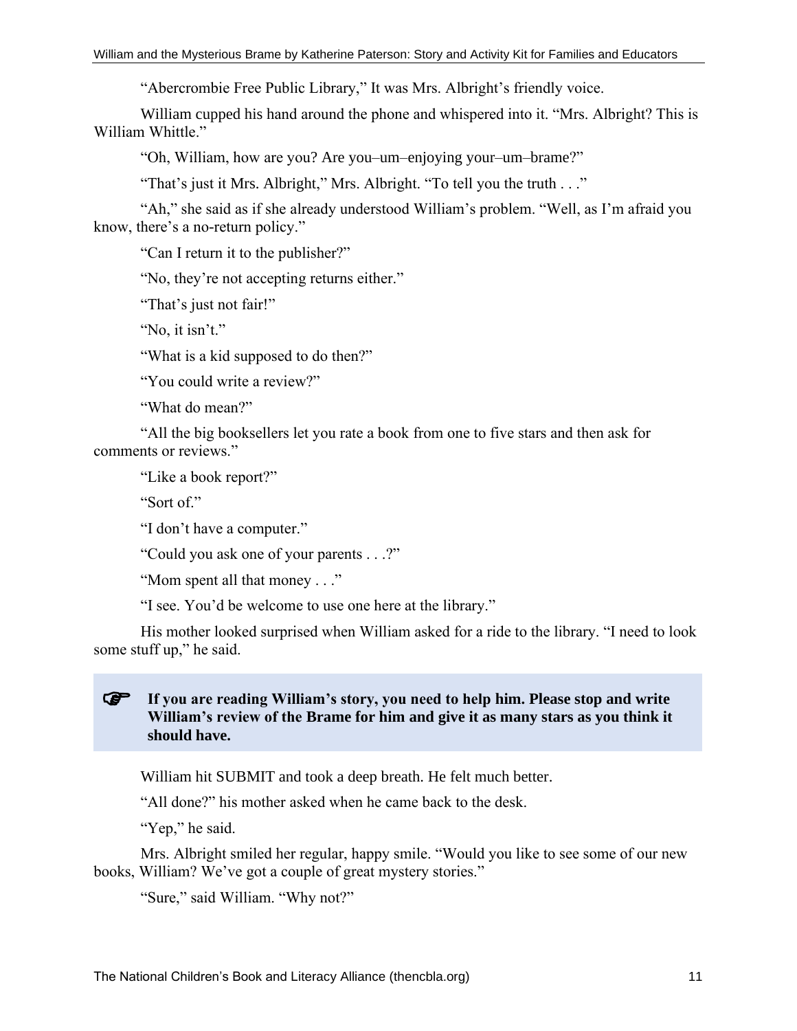“Abercrombie Free Public Library,” It was Mrs. Albright’s friendly voice.

William cupped his hand around the phone and whispered into it. “Mrs. Albright? This is William Whittle.”

“Oh, William, how are you? Are you–um–enjoying your–um–brame?”

“That’s just it Mrs. Albright,” Mrs. Albright. “To tell you the truth . . .”

“Ah,” she said as if she already understood William’s problem. “Well, as I’m afraid you know, there’s a no-return policy.”

“Can I return it to the publisher?”

“No, they’re not accepting returns either.”

“That’s just not fair!”

“No, it isn’t.”

“What is a kid supposed to do then?”

“You could write a review?”

“What do mean?”

“All the big booksellers let you rate a book from one to five stars and then ask for comments or reviews.”

“Like a book report?”

“Sort of.”

“I don’t have a computer.”

“Could you ask one of your parents . . .?”

“Mom spent all that money . . .”

“I see. You’d be welcome to use one here at the library.”

His mother looked surprised when William asked for a ride to the library. “I need to look some stuff up,” he said.

☞ **If you are reading William’s story, you need to help him. Please stop and write William’s review of the Brame for him and give it as many stars as you think it should have.**

William hit SUBMIT and took a deep breath. He felt much better.

“All done?” his mother asked when he came back to the desk.

“Yep,” he said.

Mrs. Albright smiled her regular, happy smile. “Would you like to see some of our new books, William? We’ve got a couple of great mystery stories.”

“Sure,” said William. “Why not?”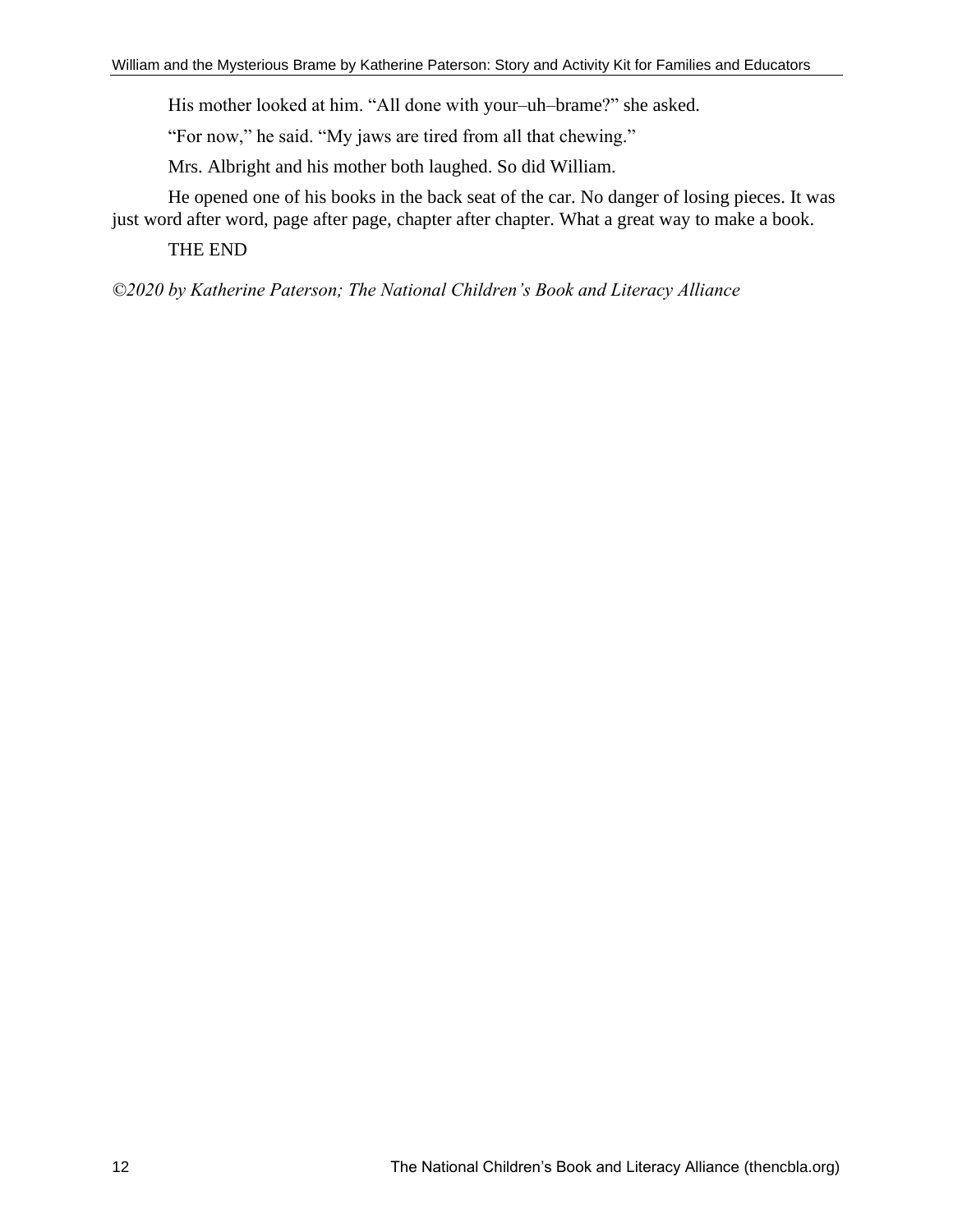His mother looked at him. “All done with your–uh–brame?” she asked.

“For now,” he said. “My jaws are tired from all that chewing.”

Mrs. Albright and his mother both laughed. So did William.

He opened one of his books in the back seat of the car. No danger of losing pieces. It was just word after word, page after page, chapter after chapter. What a great way to make a book.

THE END

*©2020 by Katherine Paterson; The National Children’s Book and Literacy Alliance*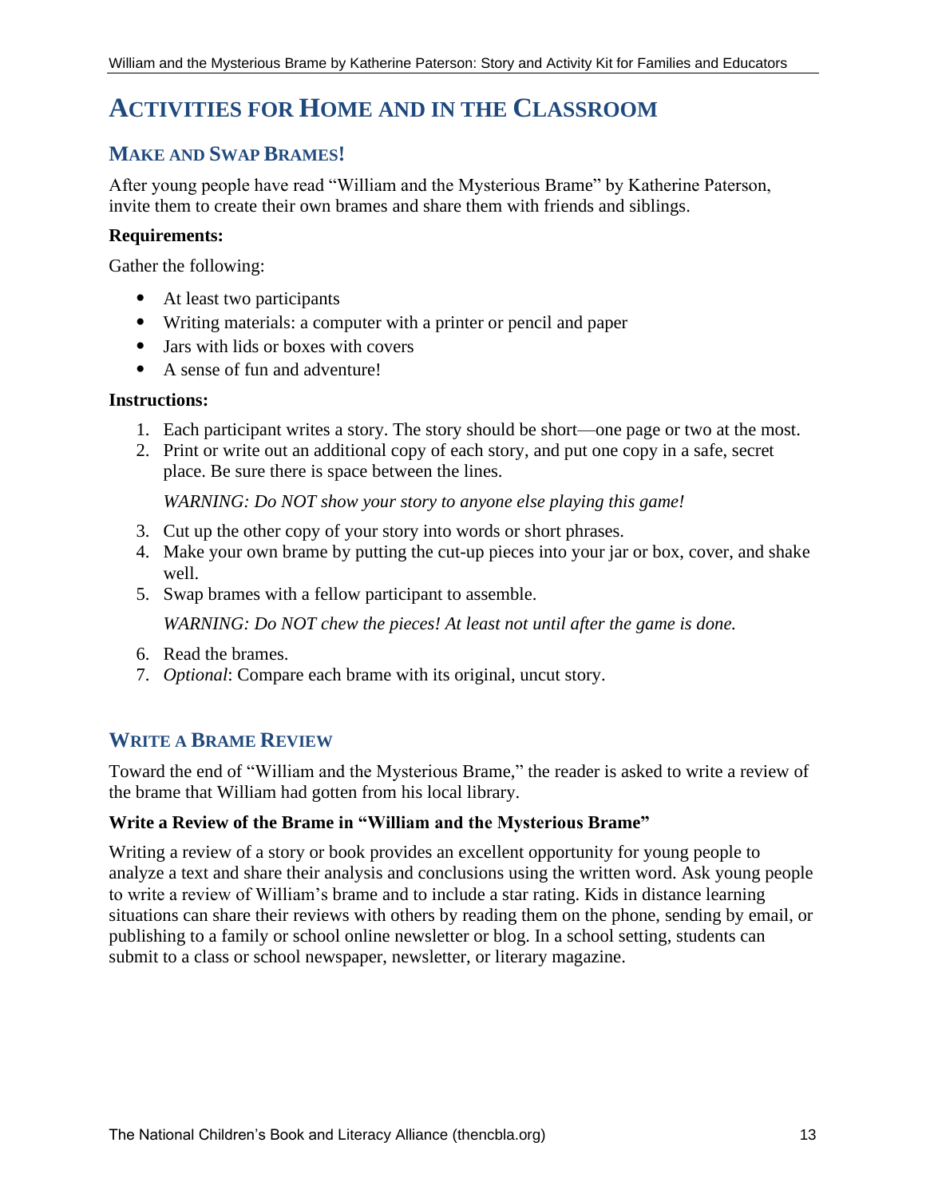# Activities for Home and in the Classroom

## Make and Swap Brames!

After young people have read "William and the Mysterious Brame" by Katherine Paterson, invite them to create their own brames and share them with friends and siblings.

**Requirements:**

Gather the following:

- At least two participants
- Writing materials: a computer with a printer or pencil and paper
- Jars with lids or boxes with covers
- A sense of fun and adventure!

**Instructions:**

1. Each participant writes a story. The story should be short—one page or two at the most.
2. Print or write out an additional copy of each story, and put one copy in a safe, secret place. Be sure there is space between the lines.

   *WARNING: Do NOT show your story to anyone else playing this game!*

3. Cut up the other copy of your story into words or short phrases.
4. Make your own brame by putting the cut-up pieces into your jar or box, cover, and shake well.
5. Swap brames with a fellow participant to assemble.

   *WARNING: Do NOT chew the pieces! At least not until after the game is done.*

6. Read the brames.
7. *Optional*: Compare each brame with its original, uncut story.

## Write a Brame Review

Toward the end of "William and the Mysterious Brame," the reader is asked to write a review of the brame that William had gotten from his local library.

**Write a Review of the Brame in "William and the Mysterious Brame"**

Writing a review of a story or book provides an excellent opportunity for young people to analyze a text and share their analysis and conclusions using the written word. Ask young people to write a review of William's brame and to include a star rating. Kids in distance learning situations can share their reviews with others by reading them on the phone, sending by email, or publishing to a family or school online newsletter or blog. In a school setting, students can submit to a class or school newspaper, newsletter, or literary magazine.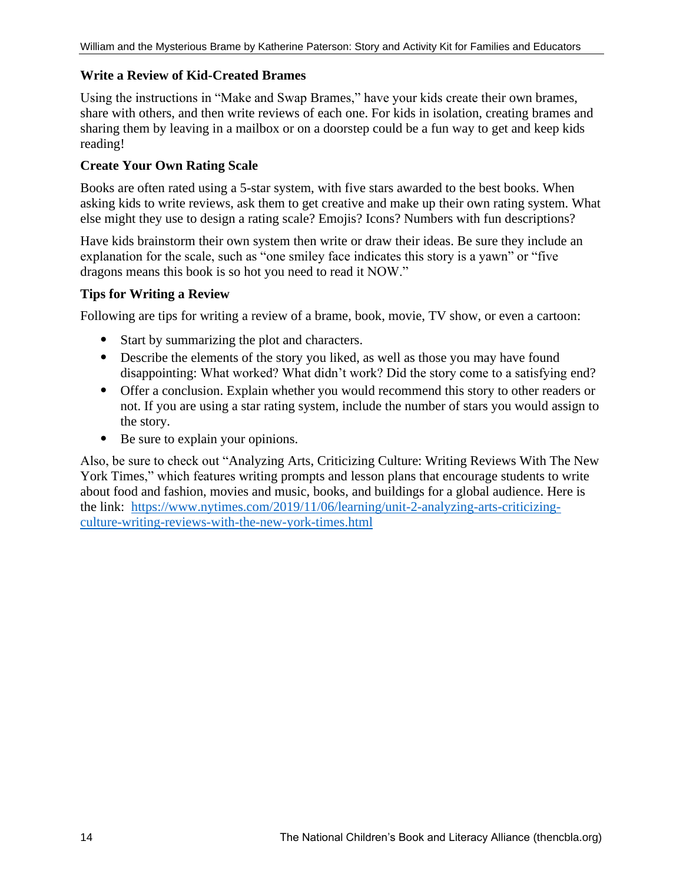### Write a Review of Kid-Created Brames

Using the instructions in "Make and Swap Brames," have your kids create their own brames, share with others, and then write reviews of each one. For kids in isolation, creating brames and sharing them by leaving in a mailbox or on a doorstep could be a fun way to get and keep kids reading!

### Create Your Own Rating Scale

Books are often rated using a 5-star system, with five stars awarded to the best books. When asking kids to write reviews, ask them to get creative and make up their own rating system. What else might they use to design a rating scale? Emojis? Icons? Numbers with fun descriptions?

Have kids brainstorm their own system then write or draw their ideas. Be sure they include an explanation for the scale, such as "one smiley face indicates this story is a yawn" or "five dragons means this book is so hot you need to read it NOW."

### Tips for Writing a Review

Following are tips for writing a review of a brame, book, movie, TV show, or even a cartoon:

- Start by summarizing the plot and characters.
- Describe the elements of the story you liked, as well as those you may have found disappointing: What worked? What didn't work? Did the story come to a satisfying end?
- Offer a conclusion. Explain whether you would recommend this story to other readers or not. If you are using a star rating system, include the number of stars you would assign to the story.
- Be sure to explain your opinions.

Also, be sure to check out "Analyzing Arts, Criticizing Culture: Writing Reviews With The New York Times," which features writing prompts and lesson plans that encourage students to write about food and fashion, movies and music, books, and buildings for a global audience. Here is the link: [https://www.nytimes.com/2019/11/06/learning/unit-2-analyzing-arts-criticizing-culture-writing-reviews-with-the-new-york-times.html](https://www.nytimes.com/2019/11/06/learning/unit-2-analyzing-arts-criticizing-culture-writing-reviews-with-the-new-york-times.html)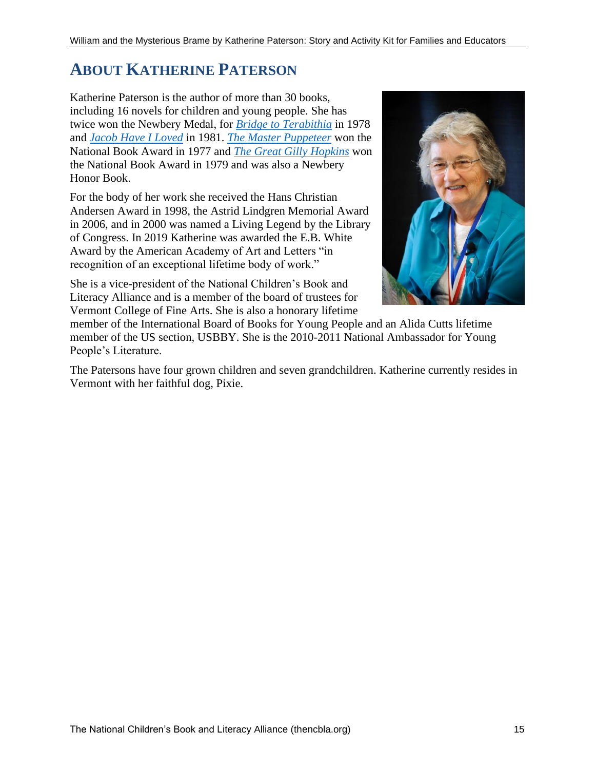## About Katherine Paterson

Katherine Paterson is the author of more than 30 books, including 16 novels for children and young people. She has twice won the Newbery Medal, for *Bridge to Terabithia* in 1978 and *Jacob Have I Loved* in 1981. *The Master Puppeteer* won the National Book Award in 1977 and *The Great Gilly Hopkins* won the National Book Award in 1979 and was also a Newbery Honor Book.

For the body of her work she received the Hans Christian Andersen Award in 1998, the Astrid Lindgren Memorial Award in 2006, and in 2000 was named a Living Legend by the Library of Congress. In 2019 Katherine was awarded the E.B. White Award by the American Academy of Art and Letters "in recognition of an exceptional lifetime body of work."

She is a vice-president of the National Children's Book and Literacy Alliance and is a member of the board of trustees for Vermont College of Fine Arts. She is also a honorary lifetime member of the International Board of Books for Young People and an Alida Cutts lifetime member of the US section, USBBY. She is the 2010-2011 National Ambassador for Young People's Literature.

The Patersons have four grown children and seven grandchildren. Katherine currently resides in Vermont with her faithful dog, Pixie.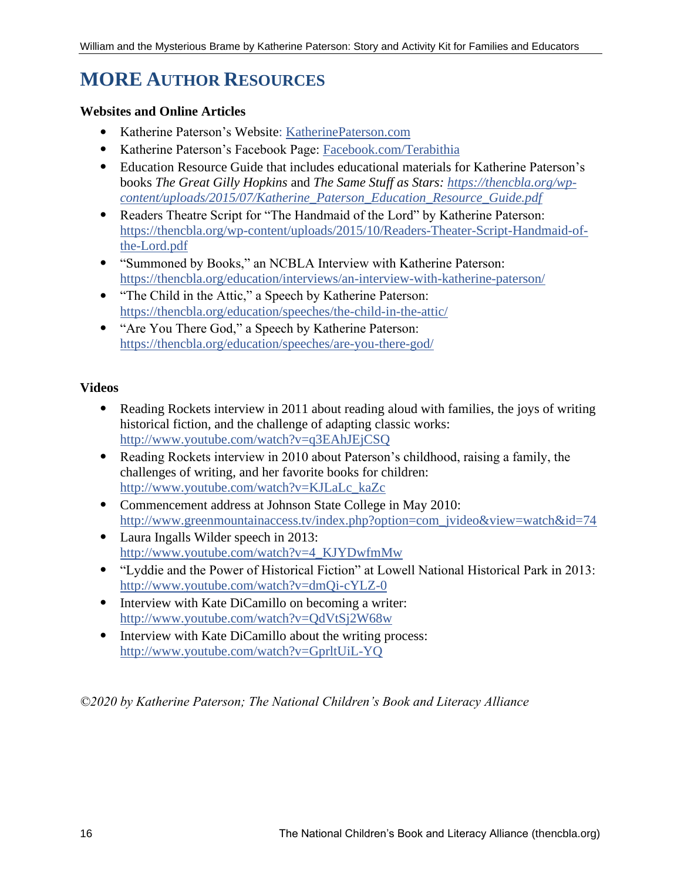# MORE AUTHOR RESOURCES

**Websites and Online Articles**

- Katherine Paterson's Website: KatherinePaterson.com
- Katherine Paterson's Facebook Page: Facebook.com/Terabithia
- Education Resource Guide that includes educational materials for Katherine Paterson's books *The Great Gilly Hopkins* and *The Same Stuff as Stars: https://thencbla.org/wp-content/uploads/2015/07/Katherine_Paterson_Education_Resource_Guide.pdf*
- Readers Theatre Script for "The Handmaid of the Lord" by Katherine Paterson: https://thencbla.org/wp-content/uploads/2015/10/Readers-Theater-Script-Handmaid-of-the-Lord.pdf
- "Summoned by Books," an NCBLA Interview with Katherine Paterson: https://thencbla.org/education/interviews/an-interview-with-katherine-paterson/
- "The Child in the Attic," a Speech by Katherine Paterson: https://thencbla.org/education/speeches/the-child-in-the-attic/
- "Are You There God," a Speech by Katherine Paterson: https://thencbla.org/education/speeches/are-you-there-god/

**Videos**

- Reading Rockets interview in 2011 about reading aloud with families, the joys of writing historical fiction, and the challenge of adapting classic works: http://www.youtube.com/watch?v=q3EAhJEjCSQ
- Reading Rockets interview in 2010 about Paterson's childhood, raising a family, the challenges of writing, and her favorite books for children: http://www.youtube.com/watch?v=KJLaLc_kaZc
- Commencement address at Johnson State College in May 2010: http://www.greenmountainaccess.tv/index.php?option=com_jvideo&view=watch&id=74
- Laura Ingalls Wilder speech in 2013: http://www.youtube.com/watch?v=4_KJYDwfmMw
- "Lyddie and the Power of Historical Fiction" at Lowell National Historical Park in 2013: http://www.youtube.com/watch?v=dmQi-cYLZ-0
- Interview with Kate DiCamillo on becoming a writer: http://www.youtube.com/watch?v=QdVtSj2W68w
- Interview with Kate DiCamillo about the writing process: http://www.youtube.com/watch?v=GprltUiL-YQ

*©2020 by Katherine Paterson; The National Children's Book and Literacy Alliance*